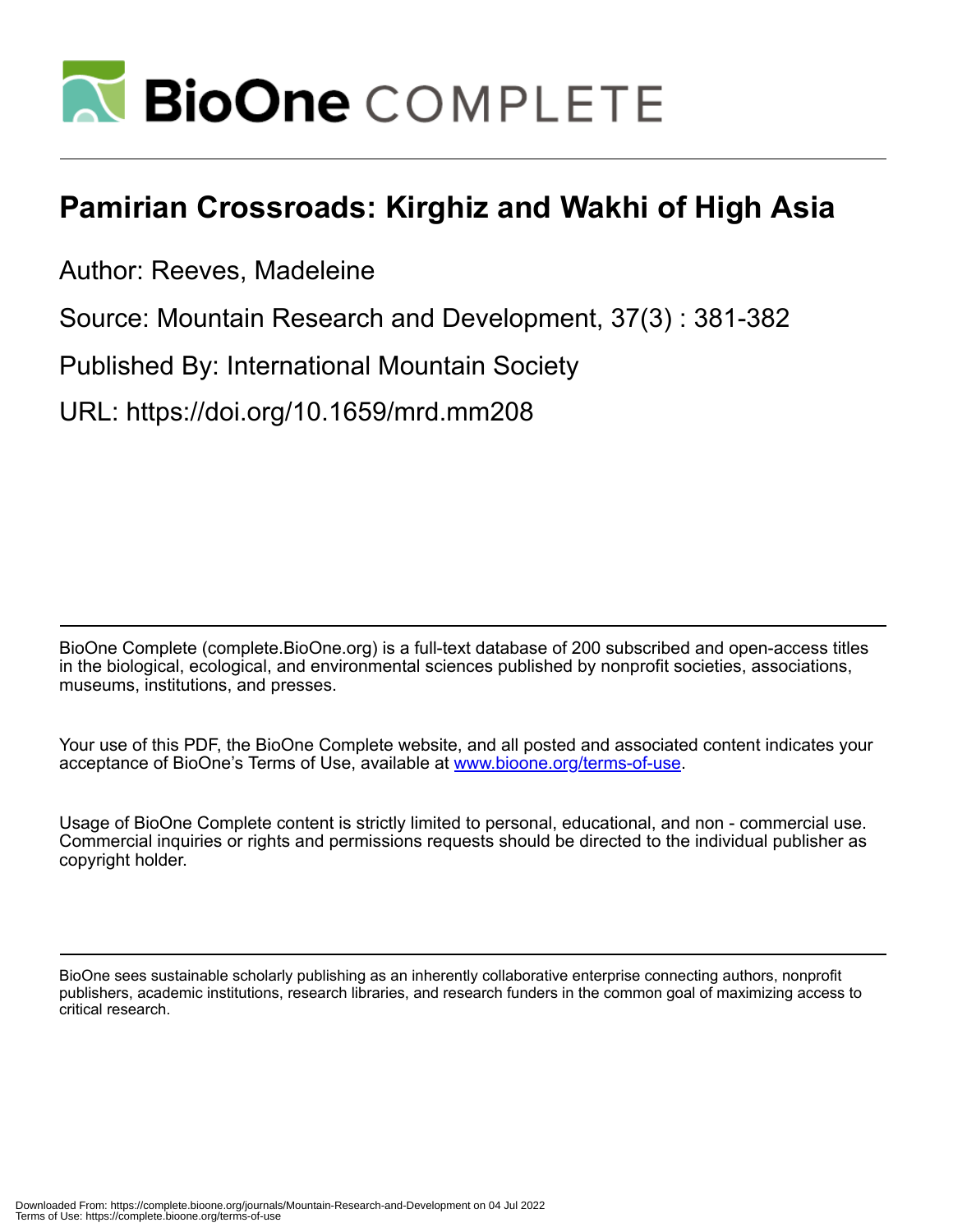# Pamirian Crossroads: Kirghiz and Wakhi of High Asia

Author: Reeves, Madeleine

Source: Mountain Research and Development, 37(3) : 381-382

Published By: International Mountain Society

URL: https://doi.org/10.1659/mrd.mm208

BioOne Complete (complete.BioOne.org) is a full-text database of 200 subscribed and open-access titles in the biological, ecological, and environmental sciences published by nonprofit societies, associations, museums, institutions, and presses.

Your use of this PDF, the BioOne Complete website, and all posted and associated content indicates your acceptance of BioOne's Terms of Use, available at www.bioone.org/terms-of-use.

Usage of BioOne Complete content is strictly limited to personal, educational, and non - commercial use. Commercial inquiries or rights and permissions requests should be directed to the individual publisher as copyright holder.

BioOne sees sustainable scholarly publishing as an inherently collaborative enterprise connecting authors, nonprofit publishers, academic institutions, research libraries, and research funders in the common goal of maximizing access to critical research.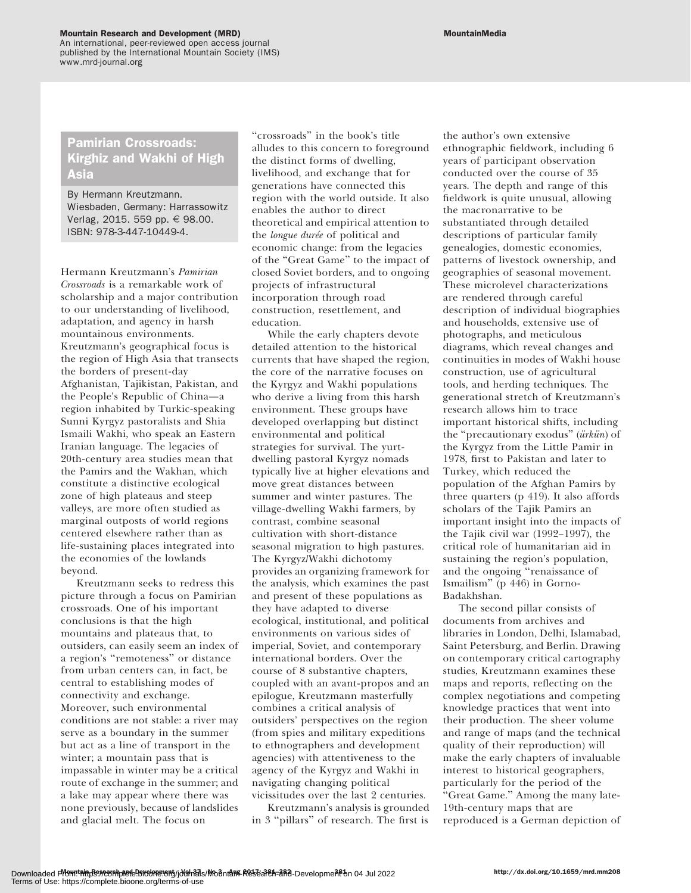## Pamirian Crossroads: Kirghiz and Wakhi of High Asia

By Hermann Kreutzmann. Wiesbaden, Germany: Harrassowitz Verlag, 2015. 559 pp. € 98.00. ISBN: 978-3-447-10449-4.

Hermann Kreutzmann's *Pamirian Crossroads* is a remarkable work of scholarship and a major contribution to our understanding of livelihood, adaptation, and agency in harsh mountainous environments. Kreutzmann's geographical focus is the region of High Asia that transects the borders of present-day Afghanistan, Tajikistan, Pakistan, and the People's Republic of China—a region inhabited by Turkic-speaking Sunni Kyrgyz pastoralists and Shia Ismaili Wakhi, who speak an Eastern Iranian language. The legacies of 20th-century area studies mean that the Pamirs and the Wakhan, which constitute a distinctive ecological zone of high plateaus and steep valleys, are more often studied as marginal outposts of world regions centered elsewhere rather than as life-sustaining places integrated into the economies of the lowlands beyond.

Kreutzmann seeks to redress this picture through a focus on Pamirian crossroads. One of his important conclusions is that the high mountains and plateaus that, to outsiders, can easily seem an index of a region's "remoteness" or distance from urban centers can, in fact, be central to establishing modes of connectivity and exchange. Moreover, such environmental conditions are not stable: a river may serve as a boundary in the summer but act as a line of transport in the winter; a mountain pass that is impassable in winter may be a critical route of exchange in the summer; and a lake may appear where there was none previously, because of landslides and glacial melt. The focus on "crossroads" in the book's title alludes to this concern to foreground the distinct forms of dwelling, livelihood, and exchange that for generations have connected this region with the world outside. It also enables the author to direct theoretical and empirical attention to the *longue durée* of political and economic change: from the legacies of the "Great Game" to the impact of closed Soviet borders, and to ongoing projects of infrastructural incorporation through road construction, resettlement, and education.

While the early chapters devote detailed attention to the historical currents that have shaped the region, the core of the narrative focuses on the Kyrgyz and Wakhi populations who derive a living from this harsh environment. These groups have developed overlapping but distinct environmental and political strategies for survival. The yurt-dwelling pastoral Kyrgyz nomads typically live at higher elevations and move great distances between summer and winter pastures. The village-dwelling Wakhi farmers, by contrast, combine seasonal cultivation with short-distance seasonal migration to high pastures. The Kyrgyz/Wakhi dichotomy provides an organizing framework for the analysis, which examines the past and present of these populations as they have adapted to diverse ecological, institutional, and political environments on various sides of imperial, Soviet, and contemporary international borders. Over the course of 8 substantive chapters, coupled with an avant-propos and an epilogue, Kreutzmann masterfully combines a critical analysis of outsiders' perspectives on the region (from spies and military expeditions to ethnographers and development agencies) with attentiveness to the agency of the Kyrgyz and Wakhi in navigating changing political vicissitudes over the last 2 centuries.

Kreutzmann's analysis is grounded in 3 "pillars" of research. The first is the author's own extensive ethnographic fieldwork, including 6 years of participant observation conducted over the course of 35 years. The depth and range of this fieldwork is quite unusual, allowing the macronarrative to be substantiated through detailed descriptions of particular family genealogies, domestic economies, patterns of livestock ownership, and geographies of seasonal movement. These microlevel characterizations are rendered through careful description of individual biographies and households, extensive use of photographs, and meticulous diagrams, which reveal changes and continuities in modes of Wakhi house construction, use of agricultural tools, and herding techniques. The generational stretch of Kreutzmann's research allows him to trace important historical shifts, including the "precautionary exodus" (*ürkün*) of the Kyrgyz from the Little Pamir in 1978, first to Pakistan and later to Turkey, which reduced the population of the Afghan Pamirs by three quarters (p 419). It also affords scholars of the Tajik Pamirs an important insight into the impacts of the Tajik civil war (1992–1997), the critical role of humanitarian aid in sustaining the region's population, and the ongoing "renaissance of Ismailism" (p 446) in Gorno-Badakhshan.

The second pillar consists of documents from archives and libraries in London, Delhi, Islamabad, Saint Petersburg, and Berlin. Drawing on contemporary critical cartography studies, Kreutzmann examines these maps and reports, reflecting on the complex negotiations and competing knowledge practices that went into their production. The sheer volume and range of maps (and the technical quality of their reproduction) will make the early chapters of invaluable interest to historical geographers, particularly for the period of the "Great Game." Among the many late-19th-century maps that are reproduced is a German depiction of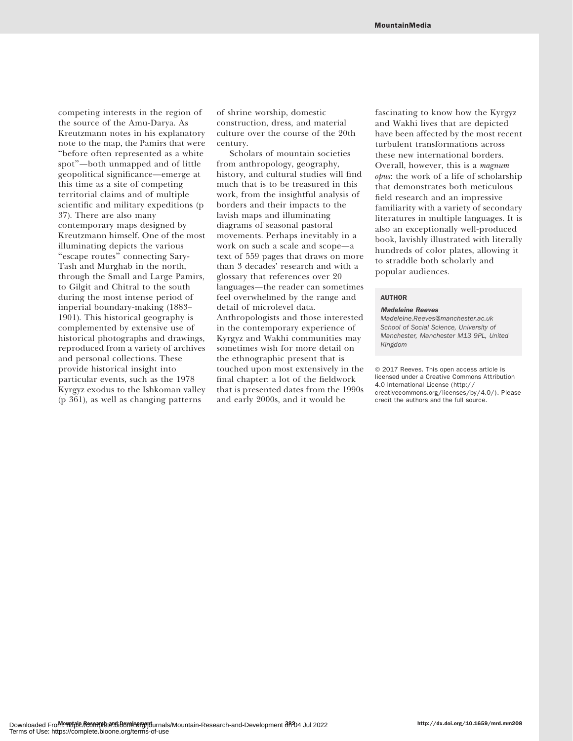competing interests in the region of the source of the Amu-Darya. As Kreutzmann notes in his explanatory note to the map, the Pamirs that were "before often represented as a white spot"—both unmapped and of little geopolitical significance—emerge at this time as a site of competing territorial claims and of multiple scientific and military expeditions (p 37). There are also many contemporary maps designed by Kreutzmann himself. One of the most illuminating depicts the various "escape routes" connecting Sary-Tash and Murghab in the north, through the Small and Large Pamirs, to Gilgit and Chitral to the south during the most intense period of imperial boundary-making (1883–1901). This historical geography is complemented by extensive use of historical photographs and drawings, reproduced from a variety of archives and personal collections. These provide historical insight into particular events, such as the 1978 Kyrgyz exodus to the Ishkoman valley (p 361), as well as changing patterns of shrine worship, domestic construction, dress, and material culture over the course of the 20th century.

Scholars of mountain societies from anthropology, geography, history, and cultural studies will find much that is to be treasured in this work, from the insightful analysis of borders and their impacts to the lavish maps and illuminating diagrams of seasonal pastoral movements. Perhaps inevitably in a work on such a scale and scope—a text of 559 pages that draws on more than 3 decades' research and with a glossary that references over 20 languages—the reader can sometimes feel overwhelmed by the range and detail of microlevel data. Anthropologists and those interested in the contemporary experience of Kyrgyz and Wakhi communities may sometimes wish for more detail on the ethnographic present that is touched upon most extensively in the final chapter: a lot of the fieldwork that is presented dates from the 1990s and early 2000s, and it would be fascinating to know how the Kyrgyz and Wakhi lives that are depicted have been affected by the most recent turbulent transformations across these new international borders. Overall, however, this is a *magnum opus*: the work of a life of scholarship that demonstrates both meticulous field research and an impressive familiarity with a variety of secondary literatures in multiple languages. It is also an exceptionally well-produced book, lavishly illustrated with literally hundreds of color plates, allowing it to straddle both scholarly and popular audiences.

## AUTHOR

***Madeleine Reeves***
*Madeleine.Reeves@manchester.ac.uk*
*School of Social Science, University of Manchester, Manchester M13 9PL, United Kingdom*

© 2017 Reeves. This open access article is licensed under a Creative Commons Attribution 4.0 International License (http://creativecommons.org/licenses/by/4.0/). Please credit the authors and the full source.